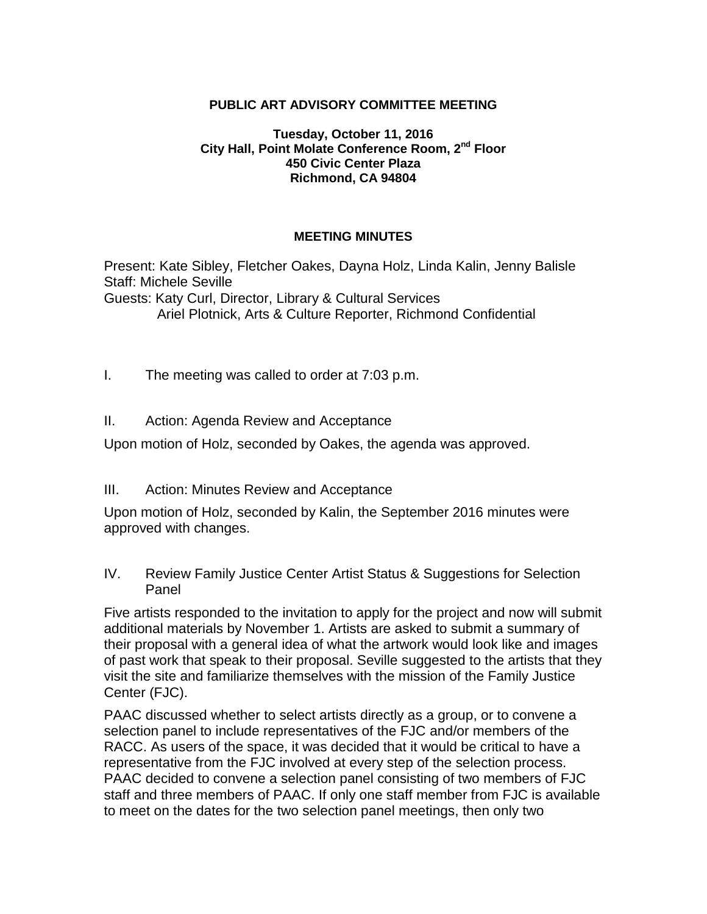**PUBLIC ART ADVISORY COMMITTEE MEETING**

**Tuesday, October 11, 2016**
**City Hall, Point Molate Conference Room, 2nd Floor**
**450 Civic Center Plaza**
**Richmond, CA 94804**

**MEETING MINUTES**

Present: Kate Sibley, Fletcher Oakes, Dayna Holz, Linda Kalin, Jenny Balisle
Staff: Michele Seville
Guests: Katy Curl, Director, Library & Cultural Services
Ariel Plotnick, Arts & Culture Reporter, Richmond Confidential

I. The meeting was called to order at 7:03 p.m.

II. Action: Agenda Review and Acceptance

Upon motion of Holz, seconded by Oakes, the agenda was approved.

III. Action: Minutes Review and Acceptance

Upon motion of Holz, seconded by Kalin, the September 2016 minutes were approved with changes.

IV. Review Family Justice Center Artist Status & Suggestions for Selection Panel

Five artists responded to the invitation to apply for the project and now will submit additional materials by November 1. Artists are asked to submit a summary of their proposal with a general idea of what the artwork would look like and images of past work that speak to their proposal. Seville suggested to the artists that they visit the site and familiarize themselves with the mission of the Family Justice Center (FJC).

PAAC discussed whether to select artists directly as a group, or to convene a selection panel to include representatives of the FJC and/or members of the RACC. As users of the space, it was decided that it would be critical to have a representative from the FJC involved at every step of the selection process. PAAC decided to convene a selection panel consisting of two members of FJC staff and three members of PAAC. If only one staff member from FJC is available to meet on the dates for the two selection panel meetings, then only two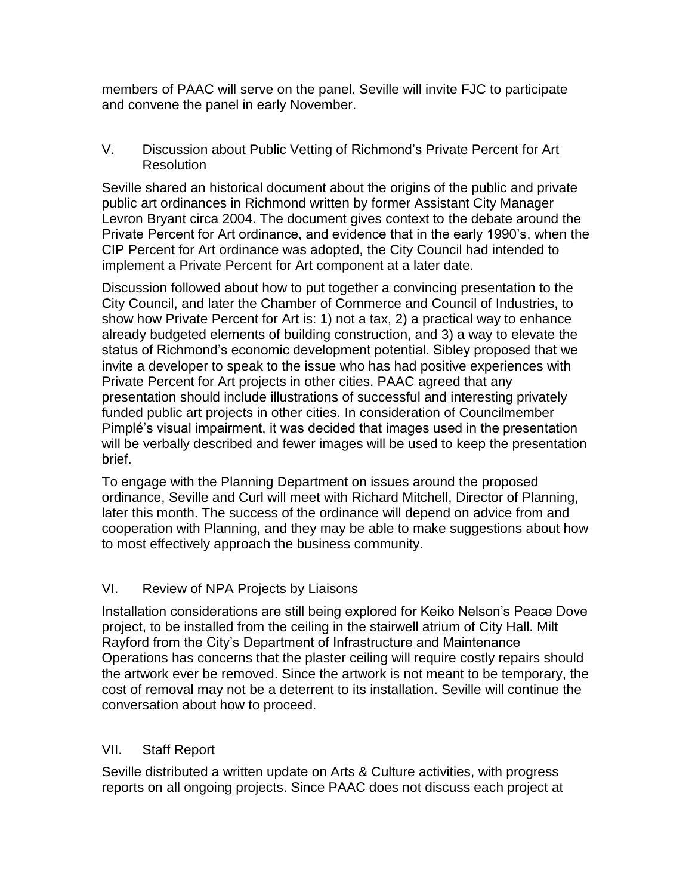members of PAAC will serve on the panel. Seville will invite FJC to participate and convene the panel in early November.

## V. Discussion about Public Vetting of Richmond's Private Percent for Art Resolution

Seville shared an historical document about the origins of the public and private public art ordinances in Richmond written by former Assistant City Manager Levron Bryant circa 2004. The document gives context to the debate around the Private Percent for Art ordinance, and evidence that in the early 1990's, when the CIP Percent for Art ordinance was adopted, the City Council had intended to implement a Private Percent for Art component at a later date.

Discussion followed about how to put together a convincing presentation to the City Council, and later the Chamber of Commerce and Council of Industries, to show how Private Percent for Art is: 1) not a tax, 2) a practical way to enhance already budgeted elements of building construction, and 3) a way to elevate the status of Richmond's economic development potential. Sibley proposed that we invite a developer to speak to the issue who has had positive experiences with Private Percent for Art projects in other cities. PAAC agreed that any presentation should include illustrations of successful and interesting privately funded public art projects in other cities. In consideration of Councilmember Pimplé's visual impairment, it was decided that images used in the presentation will be verbally described and fewer images will be used to keep the presentation brief.

To engage with the Planning Department on issues around the proposed ordinance, Seville and Curl will meet with Richard Mitchell, Director of Planning, later this month. The success of the ordinance will depend on advice from and cooperation with Planning, and they may be able to make suggestions about how to most effectively approach the business community.

## VI. Review of NPA Projects by Liaisons

Installation considerations are still being explored for Keiko Nelson's Peace Dove project, to be installed from the ceiling in the stairwell atrium of City Hall. Milt Rayford from the City's Department of Infrastructure and Maintenance Operations has concerns that the plaster ceiling will require costly repairs should the artwork ever be removed. Since the artwork is not meant to be temporary, the cost of removal may not be a deterrent to its installation. Seville will continue the conversation about how to proceed.

## VII. Staff Report

Seville distributed a written update on Arts & Culture activities, with progress reports on all ongoing projects. Since PAAC does not discuss each project at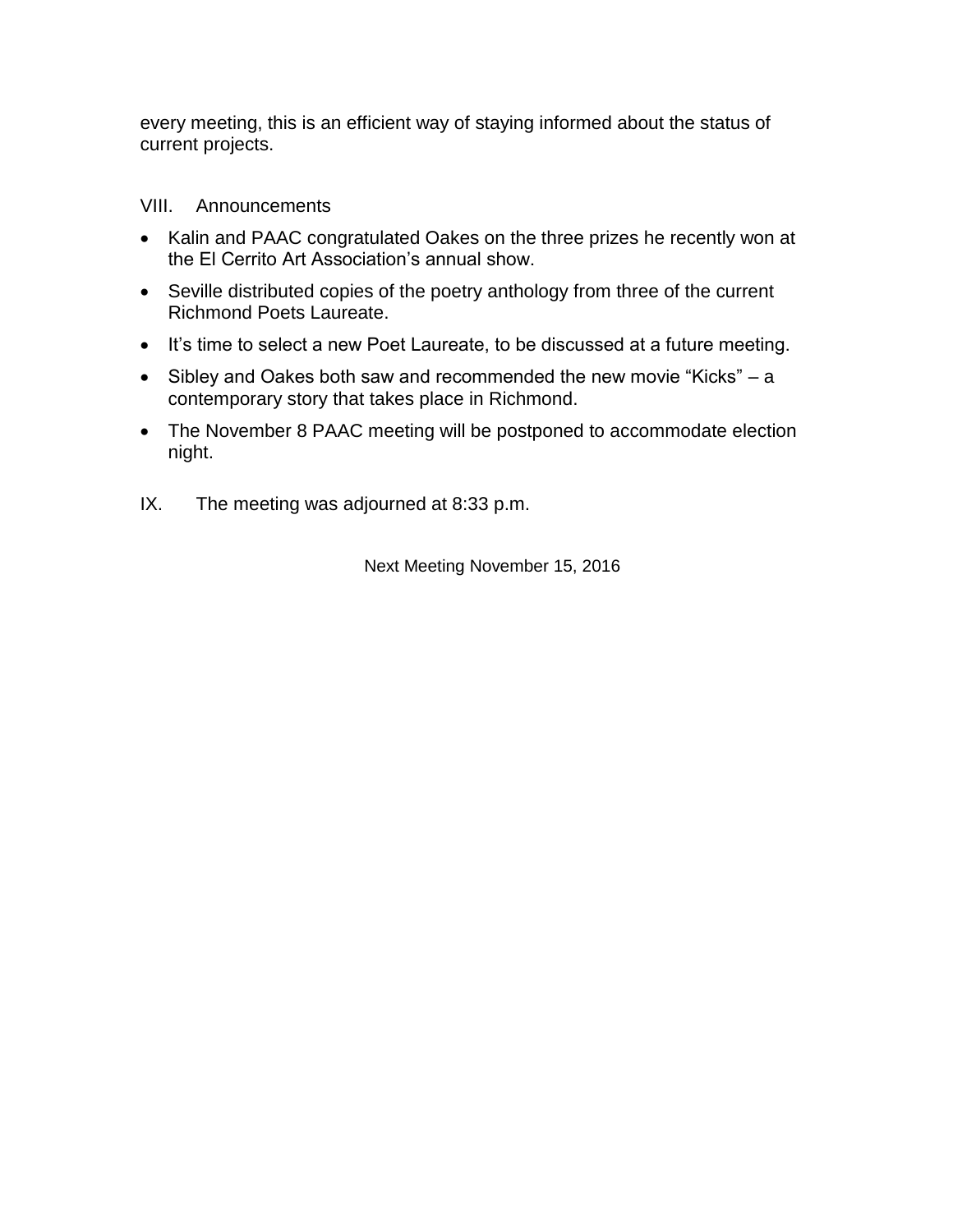every meeting, this is an efficient way of staying informed about the status of current projects.

VIII. Announcements

- Kalin and PAAC congratulated Oakes on the three prizes he recently won at the El Cerrito Art Association's annual show.
- Seville distributed copies of the poetry anthology from three of the current Richmond Poets Laureate.
- It's time to select a new Poet Laureate, to be discussed at a future meeting.
- Sibley and Oakes both saw and recommended the new movie "Kicks" – a contemporary story that takes place in Richmond.
- The November 8 PAAC meeting will be postponed to accommodate election night.

IX. The meeting was adjourned at 8:33 p.m.

Next Meeting November 15, 2016